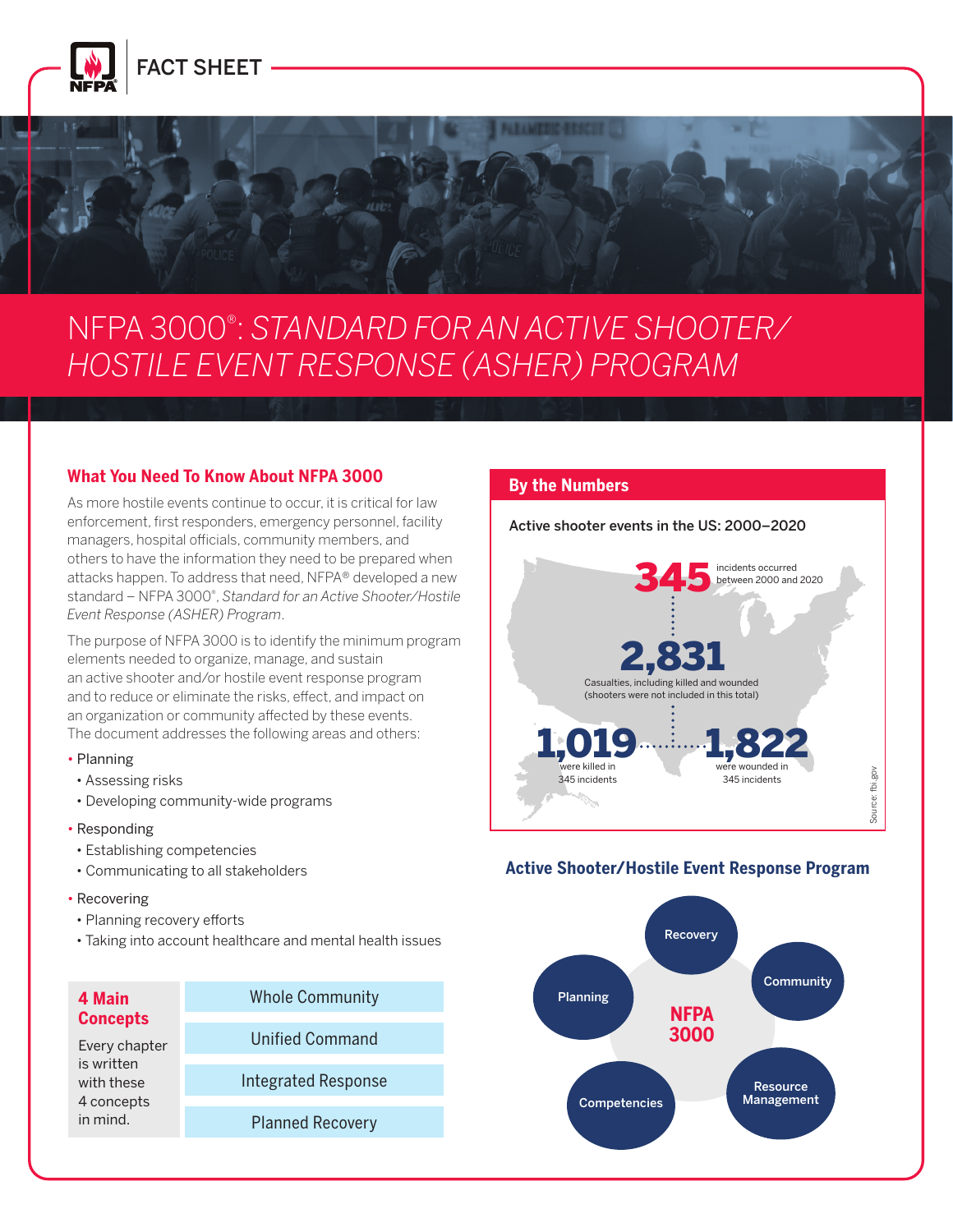FACT SHEET

# NFPA 3000®: *STANDARD FOR AN ACTIVE SHOOTER/ HOSTILE EVENT RESPONSE (ASHER) PROGRAM*

## What You Need To Know About NFPA 3000

As more hostile events continue to occur, it is critical for law enforcement, first responders, emergency personnel, facility managers, hospital officials, community members, and others to have the information they need to be prepared when attacks happen. To address that need, NFPA® developed a new standard – NFPA 3000®, *Standard for an Active Shooter/Hostile Event Response (ASHER) Program*.

The purpose of NFPA 3000 is to identify the minimum program elements needed to organize, manage, and sustain an active shooter and/or hostile event response program and to reduce or eliminate the risks, effect, and impact on an organization or community affected by these events. The document addresses the following areas and others:

- Planning
  - Assessing risks
  - Developing community-wide programs
- Responding
  - Establishing competencies
  - Communicating to all stakeholders
- Recovering
  - Planning recovery efforts
  - Taking into account healthcare and mental health issues

| **4 Main Concepts** Every chapter is written with these 4 concepts in mind. | |
|---|---|
| | Whole Community |
| | Unified Command |
| | Integrated Response |
| | Planned Recovery |

## By the Numbers

Active shooter events in the US: 2000–2020

**345** incidents occurred between 2000 and 2020

**2,831** Casualties, including killed and wounded (shooters were not included in this total)

**1,019** were killed in 345 incidents

**1,822** were wounded in 345 incidents

Source: fbi.gov

## Active Shooter/Hostile Event Response Program

NFPA 3000

- Recovery
- Community
- Resource Management
- Competencies
- Planning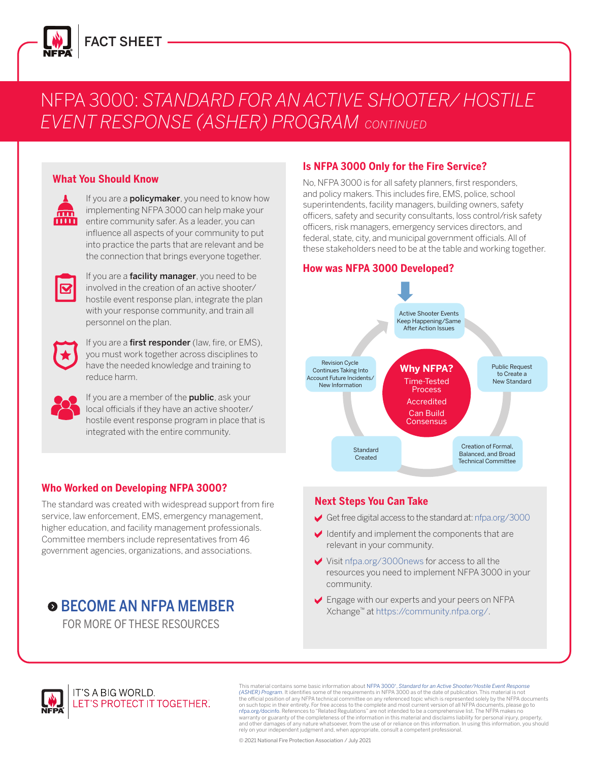# NFPA 3000: *STANDARD FOR AN ACTIVE SHOOTER/ HOSTILE EVENT RESPONSE (ASHER) PROGRAM* CONTINUED

## What You Should Know

If you are a **policymaker**, you need to know how implementing NFPA 3000 can help make your entire community safer. As a leader, you can influence all aspects of your community to put into practice the parts that are relevant and be the connection that brings everyone together.

If you are a **facility manager**, you need to be involved in the creation of an active shooter/ hostile event response plan, integrate the plan with your response community, and train all personnel on the plan.

If you are a **first responder** (law, fire, or EMS), you must work together across disciplines to have the needed knowledge and training to reduce harm.

If you are a member of the **public**, ask your local officials if they have an active shooter/ hostile event response program in place that is integrated with the entire community.

## Who Worked on Developing NFPA 3000?

The standard was created with widespread support from fire service, law enforcement, EMS, emergency management, higher education, and facility management professionals. Committee members include representatives from 46 government agencies, organizations, and associations.

## Is NFPA 3000 Only for the Fire Service?

No, NFPA 3000 is for all safety planners, first responders, and policy makers. This includes fire, EMS, police, school superintendents, facility managers, building owners, safety officers, safety and security consultants, loss control/risk safety officers, risk managers, emergency services directors, and federal, state, city, and municipal government officials. All of these stakeholders need to be at the table and working together.

## How was NFPA 3000 Developed?

Active Shooter Events Keep Happening/Same After Action Issues

Public Request to Create a New Standard

Creation of Formal, Balanced, and Broad Technical Committee

Standard Created

Revision Cycle Continues Taking Into Account Future Incidents/ New Information

**Why NFPA?**
Time-Tested Process
Accredited
Can Build Consensus

## Next Steps You Can Take

- Get free digital access to the standard at: nfpa.org/3000
- Identify and implement the components that are relevant in your community.
- Visit nfpa.org/3000news for access to all the resources you need to implement NFPA 3000 in your community.
- Engage with our experts and your peers on NFPA Xchange™ at https://community.nfpa.org/.

**BECOME AN NFPA MEMBER**
FOR MORE OF THESE RESOURCES

IT'S A BIG WORLD.
LET'S PROTECT IT TOGETHER.

This material contains some basic information about NFPA 3000®, *Standard for an Active Shooter/Hostile Event Response (ASHER) Program*. It identifies some of the requirements in NFPA 3000 as of the date of publication. This material is not the official position of any NFPA technical committee on any referenced topic which is represented solely by the NFPA documents on such topic in their entirety. For free access to the complete and most current version of all NFPA documents, please go to nfpa.org/docinfo. References to "Related Regulations" are not intended to be a comprehensive list. The NFPA makes no warranty or guaranty of the completeness of the information in this material and disclaims liability for personal injury, property, and other damages of any nature whatsoever, from the use of or reliance on this information. In using this information, you should rely on your independent judgment and, when appropriate, consult a competent professional.

© 2021 National Fire Protection Association / July 2021